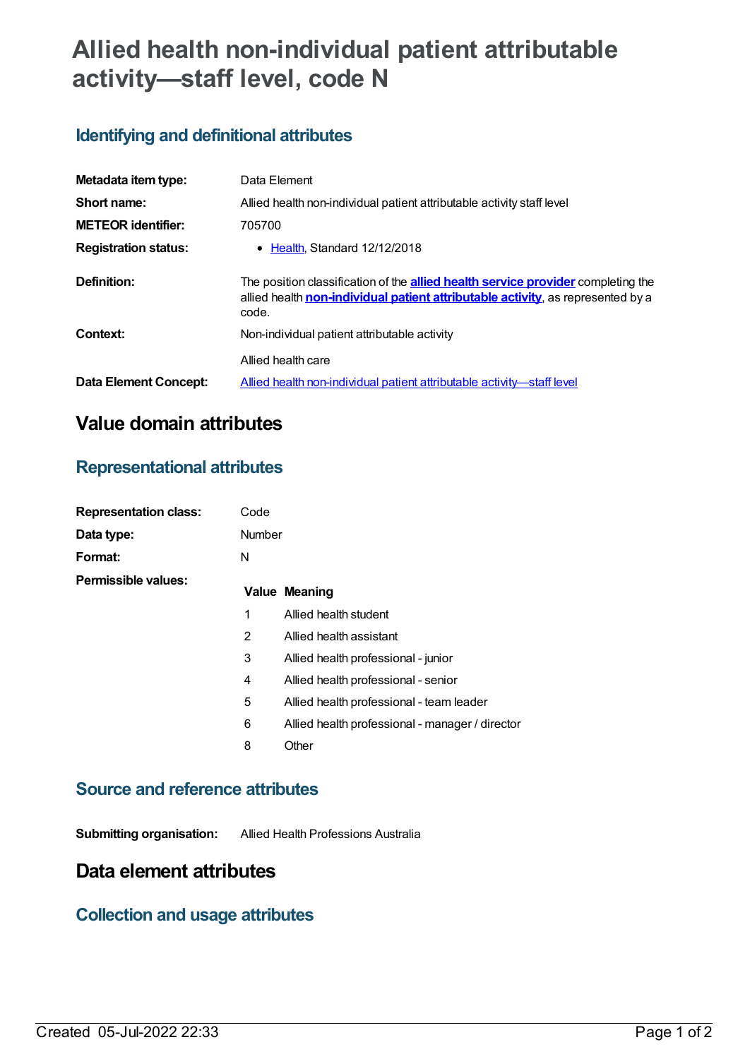# Allied health non-individual patient attributable activity—staff level, code N

## Identifying and definitional attributes

| | |
|---|---|
| **Metadata item type:** | Data Element |
| **Short name:** | Allied health non-individual patient attributable activity staff level |
| **METEOR identifier:** | 705700 |
| **Registration status:** | • Health, Standard 12/12/2018 |
| **Definition:** | The position classification of the **allied health service provider** completing the allied health **non-individual patient attributable activity**, as represented by a code. |
| **Context:** | Non-individual patient attributable activity<br><br>Allied health care |
| **Data Element Concept:** | Allied health non-individual patient attributable activity—staff level |

# Value domain attributes

## Representational attributes

| | |
|---|---|
| **Representation class:** | Code |
| **Data type:** | Number |
| **Format:** | N |

**Permissible values:**

| Value | Meaning |
|---|---|
| 1 | Allied health student |
| 2 | Allied health assistant |
| 3 | Allied health professional - junior |
| 4 | Allied health professional - senior |
| 5 | Allied health professional - team leader |
| 6 | Allied health professional - manager / director |
| 8 | Other |

## Source and reference attributes

**Submitting organisation:** Allied Health Professions Australia

# Data element attributes

## Collection and usage attributes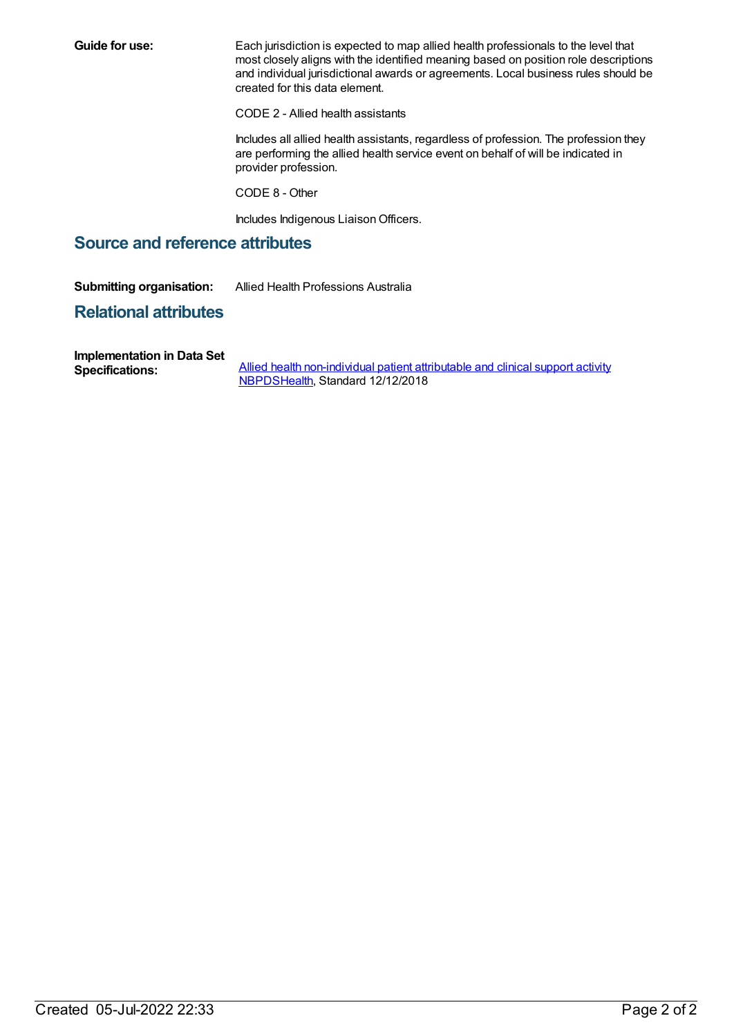**Guide for use:**

Each jurisdiction is expected to map allied health professionals to the level that most closely aligns with the identified meaning based on position role descriptions and individual jurisdictional awards or agreements. Local business rules should be created for this data element.

CODE 2 - Allied health assistants

Includes all allied health assistants, regardless of profession. The profession they are performing the allied health service event on behalf of will be indicated in provider profession.

CODE 8 - Other

Includes Indigenous Liaison Officers.

## Source and reference attributes

**Submitting organisation:** Allied Health Professions Australia

## Relational attributes

**Implementation in Data Set Specifications:**

Allied health non-individual patient attributable and clinical support activity NBPDSHealth, Standard 12/12/2018